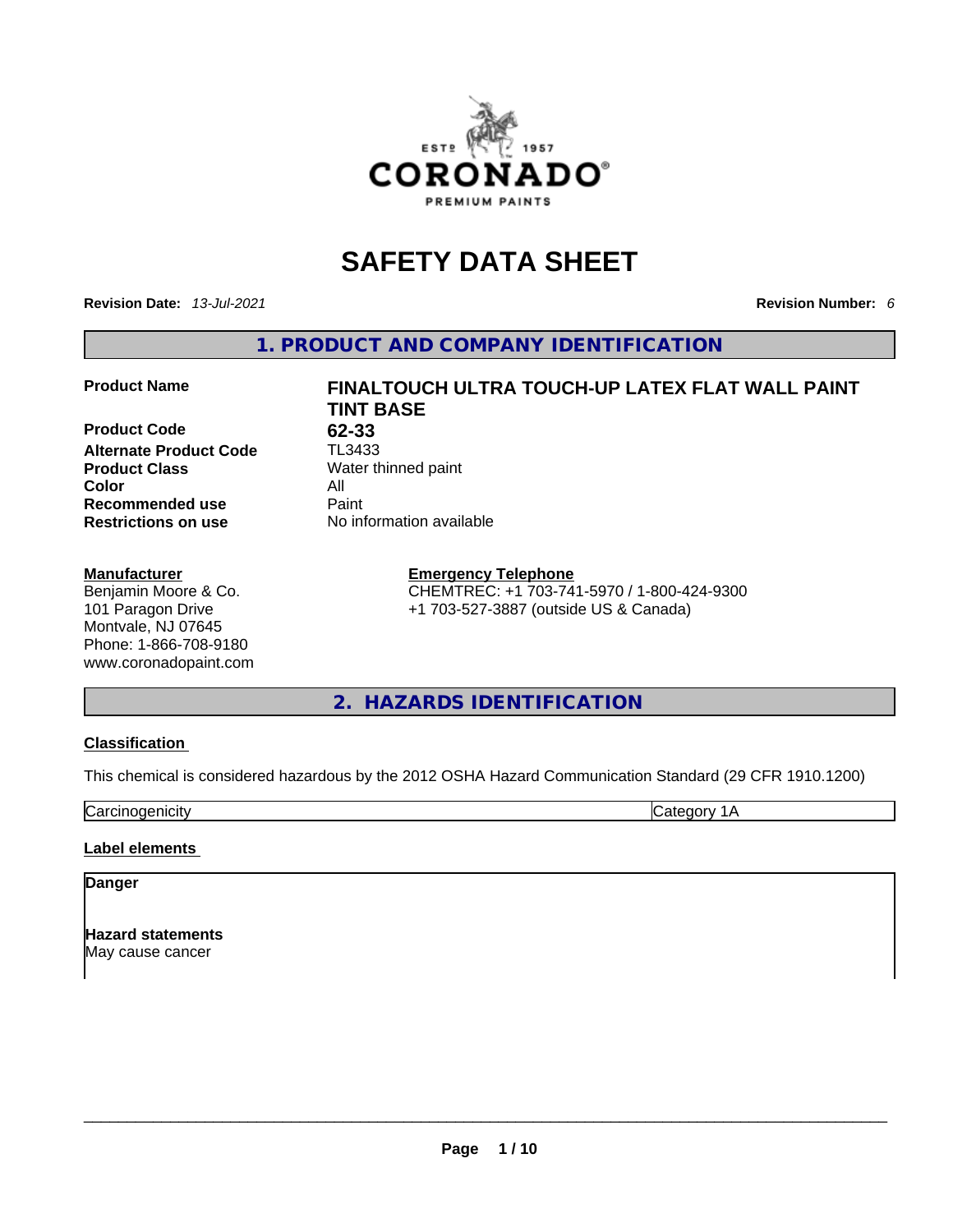# SAFETY DATA SHEET

**Revision Date:** *13-Jul-2021* **Revision Number:** *6*

## 1. PRODUCT AND COMPANY IDENTIFICATION

| | |
|---|---|
| **Product Name** | **FINALTOUCH ULTRA TOUCH-UP LATEX FLAT WALL PAINT TINT BASE** |
| **Product Code** | **62-33** |
| **Alternate Product Code** | TL3433 |
| **Product Class** | Water thinned paint |
| **Color** | All |
| **Recommended use** | Paint |
| **Restrictions on use** | No information available |

**Manufacturer**
Benjamin Moore & Co.
101 Paragon Drive
Montvale, NJ 07645
Phone: 1-866-708-9180
www.coronadopaint.com

**Emergency Telephone**
CHEMTREC: +1 703-741-5970 / 1-800-424-9300
+1 703-527-3887 (outside US & Canada)

## 2. HAZARDS IDENTIFICATION

**Classification**

This chemical is considered hazardous by the 2012 OSHA Hazard Communication Standard (29 CFR 1910.1200)

| | |
|---|---|
| Carcinogenicity | Category 1A |

**Label elements**

**Danger**

**Hazard statements**
May cause cancer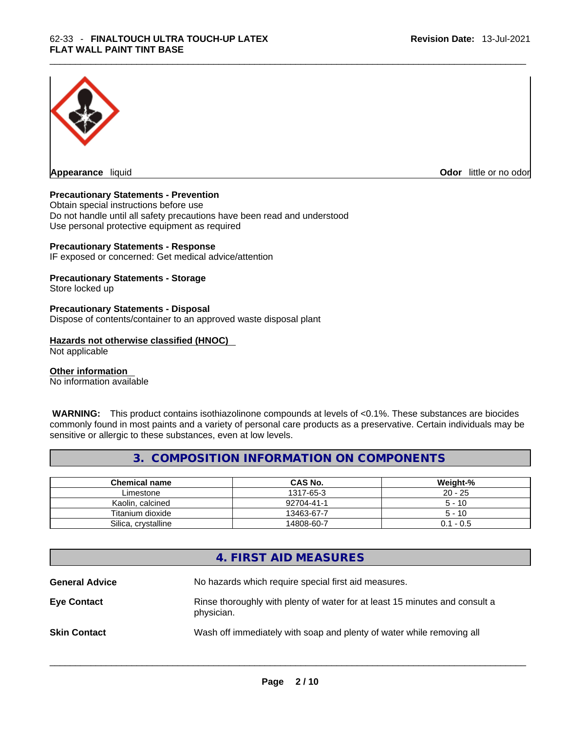**Appearance** liquid **Odor** little or no odor

**Precautionary Statements - Prevention**
Obtain special instructions before use
Do not handle until all safety precautions have been read and understood
Use personal protective equipment as required

**Precautionary Statements - Response**
IF exposed or concerned: Get medical advice/attention

**Precautionary Statements - Storage**
Store locked up

**Precautionary Statements - Disposal**
Dispose of contents/container to an approved waste disposal plant

**Hazards not otherwise classified (HNOC)**
Not applicable

**Other information**
No information available

**WARNING:** This product contains isothiazolinone compounds at levels of <0.1%. These substances are biocides commonly found in most paints and a variety of personal care products as a preservative. Certain individuals may be sensitive or allergic to these substances, even at low levels.

## 3. COMPOSITION INFORMATION ON COMPONENTS

| Chemical name | CAS No. | Weight-% |
|---|---|---|
| Limestone | 1317-65-3 | 20 - 25 |
| Kaolin, calcined | 92704-41-1 | 5 - 10 |
| Titanium dioxide | 13463-67-7 | 5 - 10 |
| Silica, crystalline | 14808-60-7 | 0.1 - 0.5 |

## 4. FIRST AID MEASURES

**General Advice** No hazards which require special first aid measures.

**Eye Contact** Rinse thoroughly with plenty of water for at least 15 minutes and consult a physician.

**Skin Contact** Wash off immediately with soap and plenty of water while removing all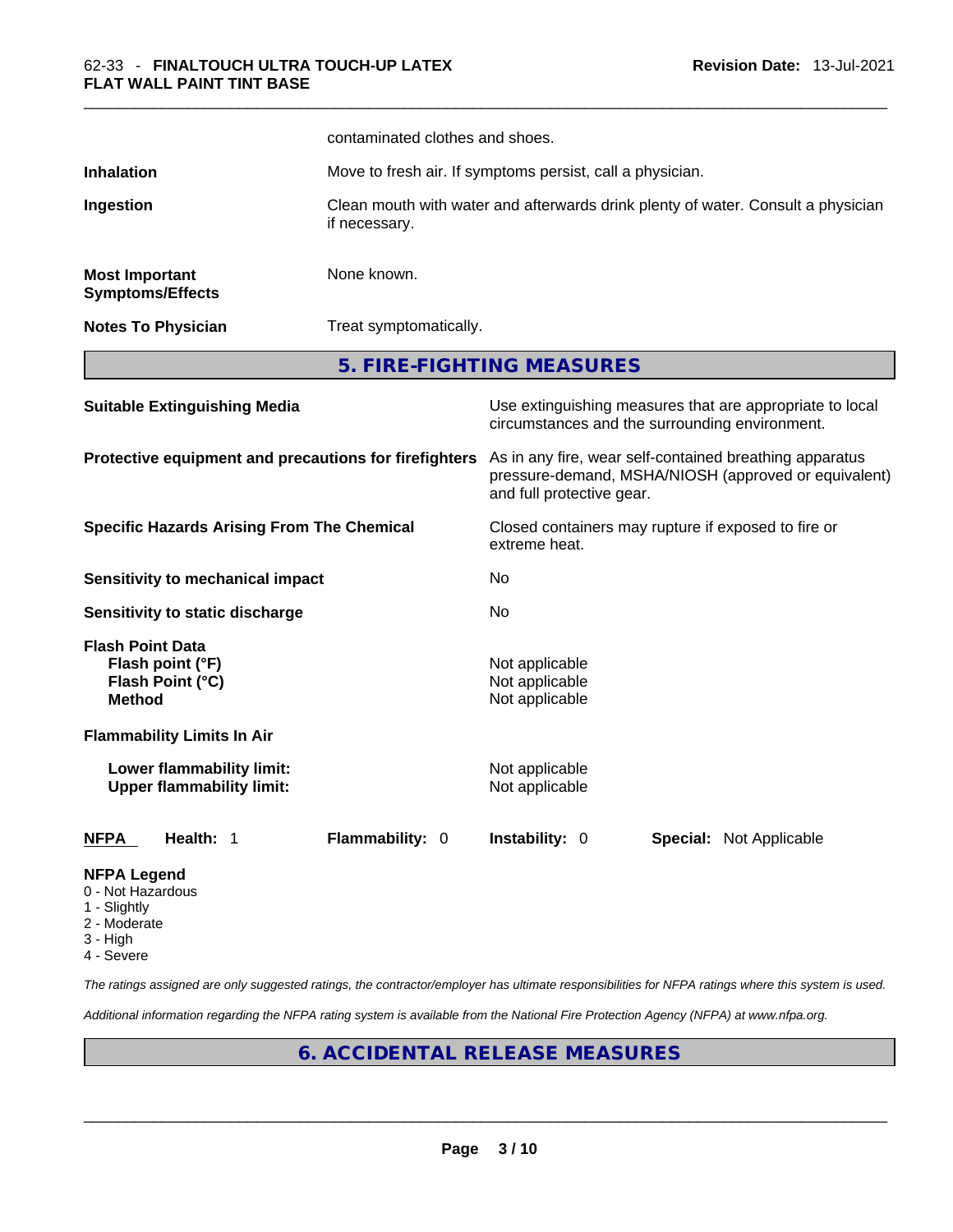| | |
|---|---|
| | contaminated clothes and shoes. |
| **Inhalation** | Move to fresh air. If symptoms persist, call a physician. |
| **Ingestion** | Clean mouth with water and afterwards drink plenty of water. Consult a physician if necessary. |
| **Most Important Symptoms/Effects** | None known. |
| **Notes To Physician** | Treat symptomatically. |

## 5. FIRE-FIGHTING MEASURES

| | |
|---|---|
| **Suitable Extinguishing Media** | Use extinguishing measures that are appropriate to local circumstances and the surrounding environment. |
| **Protective equipment and precautions for firefighters** | As in any fire, wear self-contained breathing apparatus pressure-demand, MSHA/NIOSH (approved or equivalent) and full protective gear. |
| **Specific Hazards Arising From The Chemical** | Closed containers may rupture if exposed to fire or extreme heat. |
| **Sensitivity to mechanical impact** | No |
| **Sensitivity to static discharge** | No |

**Flash Point Data**

| | |
|---|---|
| **Flash point (°F)** | Not applicable |
| **Flash Point (°C)** | Not applicable |
| **Method** | Not applicable |

**Flammability Limits In Air**

| | |
|---|---|
| **Lower flammability limit:** | Not applicable |
| **Upper flammability limit:** | Not applicable |

| **NFPA** | **Health:** 1 | **Flammability:** 0 | **Instability:** 0 | **Special:** Not Applicable |
|---|---|---|---|---|

**NFPA Legend**

- 0 - Not Hazardous
- 1 - Slightly
- 2 - Moderate
- 3 - High
- 4 - Severe

*The ratings assigned are only suggested ratings, the contractor/employer has ultimate responsibilities for NFPA ratings where this system is used.*

*Additional information regarding the NFPA rating system is available from the National Fire Protection Agency (NFPA) at www.nfpa.org.*

## 6. ACCIDENTAL RELEASE MEASURES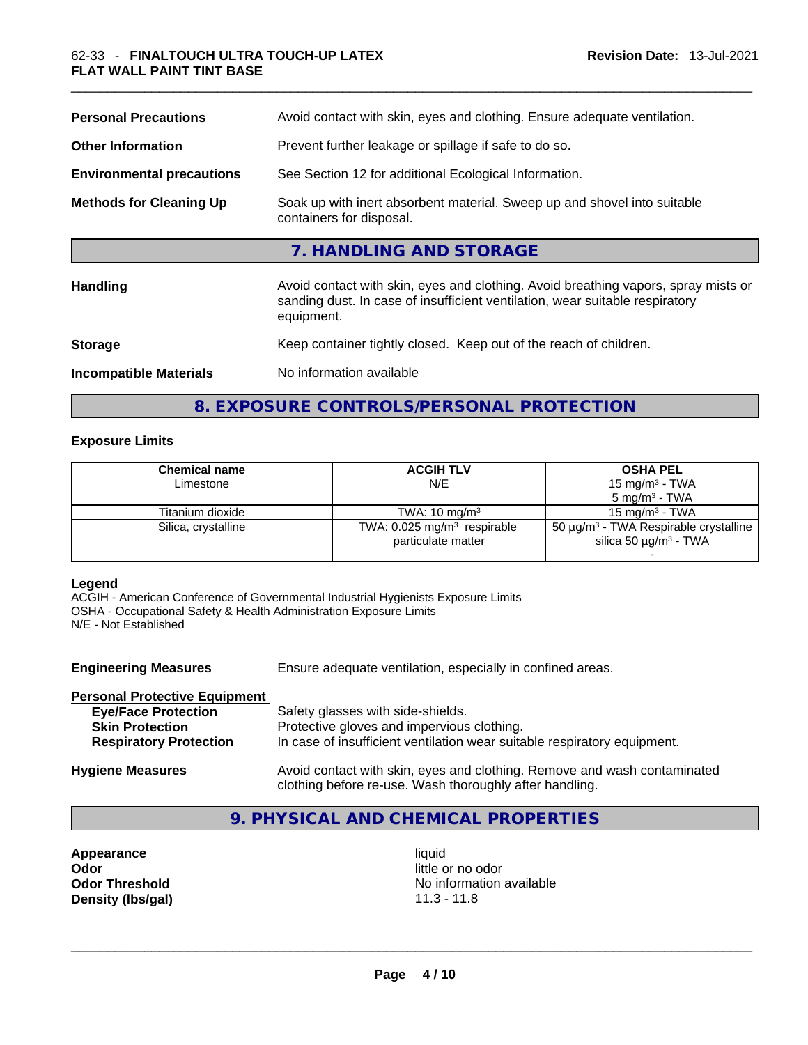| | |
|---|---|
| **Personal Precautions** | Avoid contact with skin, eyes and clothing. Ensure adequate ventilation. |
| **Other Information** | Prevent further leakage or spillage if safe to do so. |
| **Environmental precautions** | See Section 12 for additional Ecological Information. |
| **Methods for Cleaning Up** | Soak up with inert absorbent material. Sweep up and shovel into suitable containers for disposal. |

## 7. HANDLING AND STORAGE

| | |
|---|---|
| **Handling** | Avoid contact with skin, eyes and clothing. Avoid breathing vapors, spray mists or sanding dust. In case of insufficient ventilation, wear suitable respiratory equipment. |
| **Storage** | Keep container tightly closed. Keep out of the reach of children. |
| **Incompatible Materials** | No information available |

## 8. EXPOSURE CONTROLS/PERSONAL PROTECTION

### Exposure Limits

| Chemical name | ACGIH TLV | OSHA PEL |
|---|---|---|
| Limestone | N/E | 15 mg/m³ - TWA<br>5 mg/m³ - TWA |
| Titanium dioxide | TWA: 10 mg/m³ | 15 mg/m³ - TWA |
| Silica, crystalline | TWA: 0.025 mg/m³ respirable particulate matter | 50 µg/m³ - TWA Respirable crystalline silica 50 µg/m³ - TWA<br>- |

**Legend**
ACGIH - American Conference of Governmental Industrial Hygienists Exposure Limits
OSHA - Occupational Safety & Health Administration Exposure Limits
N/E - Not Established

**Engineering Measures** Ensure adequate ventilation, especially in confined areas.

**Personal Protective Equipment**

- **Eye/Face Protection** Safety glasses with side-shields.
- **Skin Protection** Protective gloves and impervious clothing.
- **Respiratory Protection** In case of insufficient ventilation wear suitable respiratory equipment.

**Hygiene Measures** Avoid contact with skin, eyes and clothing. Remove and wash contaminated clothing before re-use. Wash thoroughly after handling.

## 9. PHYSICAL AND CHEMICAL PROPERTIES

| | |
|---|---|
| **Appearance** | liquid |
| **Odor** | little or no odor |
| **Odor Threshold** | No information available |
| **Density (lbs/gal)** | 11.3 - 11.8 |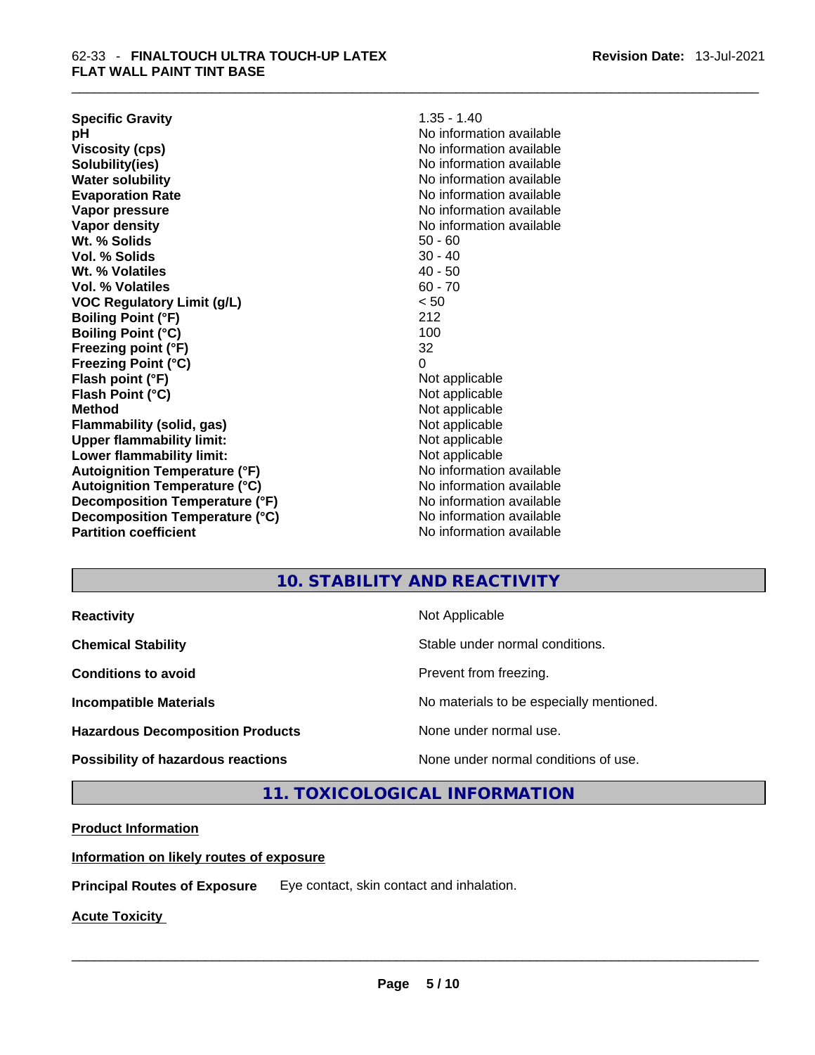| | |
|---|---|
| **Specific Gravity** | 1.35 - 1.40 |
| **pH** | No information available |
| **Viscosity (cps)** | No information available |
| **Solubility(ies)** | No information available |
| **Water solubility** | No information available |
| **Evaporation Rate** | No information available |
| **Vapor pressure** | No information available |
| **Vapor density** | No information available |
| **Wt. % Solids** | 50 - 60 |
| **Vol. % Solids** | 30 - 40 |
| **Wt. % Volatiles** | 40 - 50 |
| **Vol. % Volatiles** | 60 - 70 |
| **VOC Regulatory Limit (g/L)** | < 50 |
| **Boiling Point (°F)** | 212 |
| **Boiling Point (°C)** | 100 |
| **Freezing point (°F)** | 32 |
| **Freezing Point (°C)** | 0 |
| **Flash point (°F)** | Not applicable |
| **Flash Point (°C)** | Not applicable |
| **Method** | Not applicable |
| **Flammability (solid, gas)** | Not applicable |
| **Upper flammability limit:** | Not applicable |
| **Lower flammability limit:** | Not applicable |
| **Autoignition Temperature (°F)** | No information available |
| **Autoignition Temperature (°C)** | No information available |
| **Decomposition Temperature (°F)** | No information available |
| **Decomposition Temperature (°C)** | No information available |
| **Partition coefficient** | No information available |

## 10. STABILITY AND REACTIVITY

| | |
|---|---|
| **Reactivity** | Not Applicable |
| **Chemical Stability** | Stable under normal conditions. |
| **Conditions to avoid** | Prevent from freezing. |
| **Incompatible Materials** | No materials to be especially mentioned. |
| **Hazardous Decomposition Products** | None under normal use. |
| **Possibility of hazardous reactions** | None under normal conditions of use. |

## 11. TOXICOLOGICAL INFORMATION

**Product Information**

**Information on likely routes of exposure**

**Principal Routes of Exposure** Eye contact, skin contact and inhalation.

**Acute Toxicity**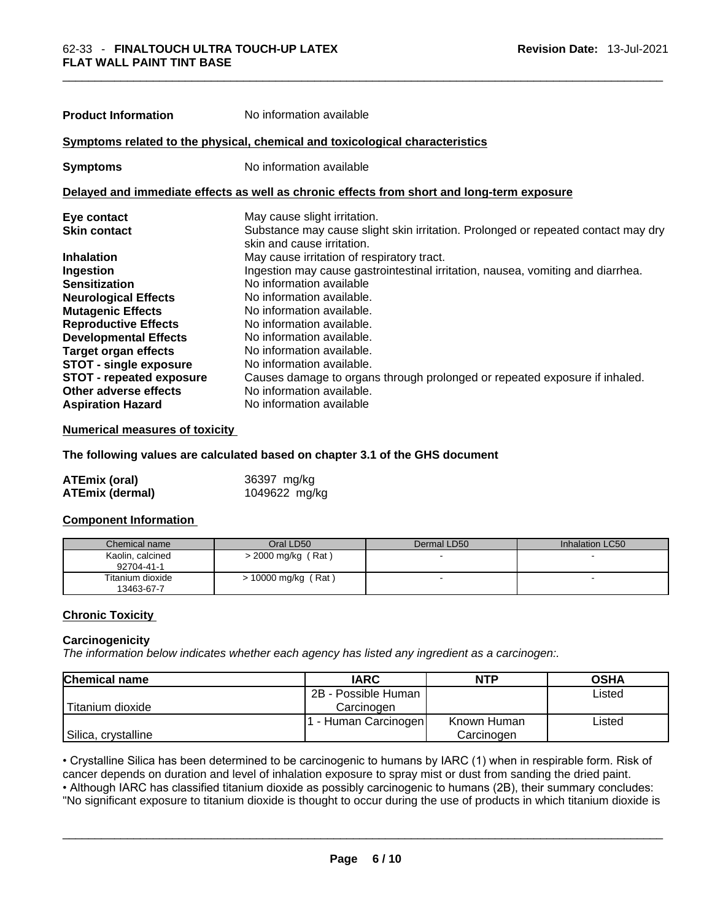**Product Information** No information available

**Symptoms related to the physical, chemical and toxicological characteristics**

**Symptoms** No information available

**Delayed and immediate effects as well as chronic effects from short and long-term exposure**

| | |
|---|---|
| **Eye contact** | May cause slight irritation. |
| **Skin contact** | Substance may cause slight skin irritation. Prolonged or repeated contact may dry skin and cause irritation. |
| **Inhalation** | May cause irritation of respiratory tract. |
| **Ingestion** | Ingestion may cause gastrointestinal irritation, nausea, vomiting and diarrhea. |
| **Sensitization** | No information available |
| **Neurological Effects** | No information available. |
| **Mutagenic Effects** | No information available. |
| **Reproductive Effects** | No information available. |
| **Developmental Effects** | No information available. |
| **Target organ effects** | No information available. |
| **STOT - single exposure** | No information available. |
| **STOT - repeated exposure** | Causes damage to organs through prolonged or repeated exposure if inhaled. |
| **Other adverse effects** | No information available. |
| **Aspiration Hazard** | No information available |

**Numerical measures of toxicity**

**The following values are calculated based on chapter 3.1 of the GHS document**

| | |
|---|---|
| **ATEmix (oral)** | 36397 mg/kg |
| **ATEmix (dermal)** | 1049622 mg/kg |

**Component Information**

| Chemical name | Oral LD50 | Dermal LD50 | Inhalation LC50 |
|---|---|---|---|
| Kaolin, calcined 92704-41-1 | > 2000 mg/kg ( Rat ) | - | - |
| Titanium dioxide 13463-67-7 | > 10000 mg/kg ( Rat ) | - | - |

**Chronic Toxicity**

**Carcinogenicity**

*The information below indicates whether each agency has listed any ingredient as a carcinogen:.*

| Chemical name | IARC | NTP | OSHA |
|---|---|---|---|
| Titanium dioxide | 2B - Possible Human Carcinogen | | Listed |
| Silica, crystalline | 1 - Human Carcinogen | Known Human Carcinogen | Listed |

• Crystalline Silica has been determined to be carcinogenic to humans by IARC (1) when in respirable form. Risk of cancer depends on duration and level of inhalation exposure to spray mist or dust from sanding the dried paint.

• Although IARC has classified titanium dioxide as possibly carcinogenic to humans (2B), their summary concludes: "No significant exposure to titanium dioxide is thought to occur during the use of products in which titanium dioxide is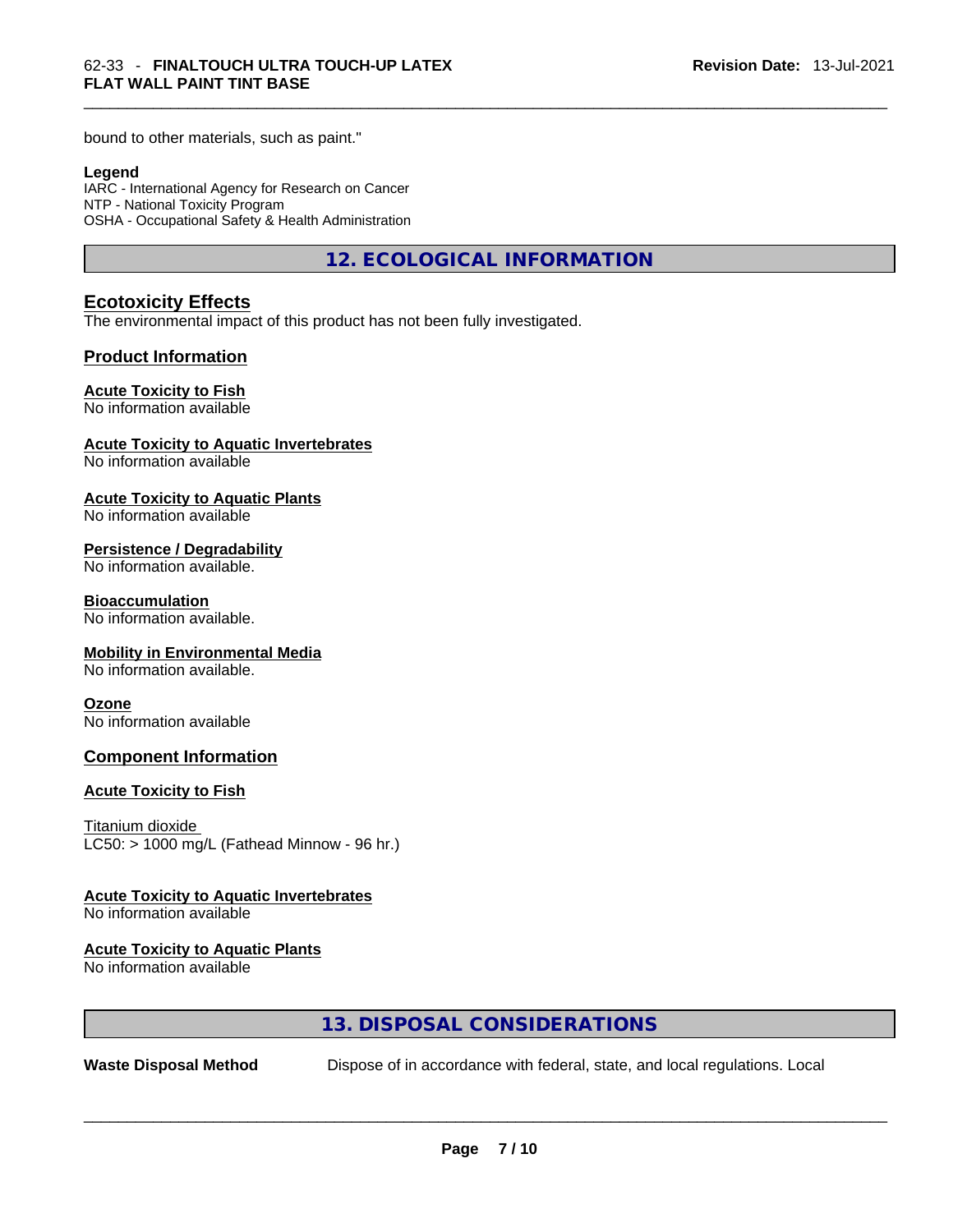bound to other materials, such as paint."

**Legend**

IARC - International Agency for Research on Cancer
NTP - National Toxicity Program
OSHA - Occupational Safety & Health Administration

## 12. ECOLOGICAL INFORMATION

### Ecotoxicity Effects

The environmental impact of this product has not been fully investigated.

### Product Information

**Acute Toxicity to Fish**
No information available

**Acute Toxicity to Aquatic Invertebrates**
No information available

**Acute Toxicity to Aquatic Plants**
No information available

**Persistence / Degradability**
No information available.

**Bioaccumulation**
No information available.

**Mobility in Environmental Media**
No information available.

**Ozone**
No information available

### Component Information

**Acute Toxicity to Fish**

Titanium dioxide
LC50: > 1000 mg/L (Fathead Minnow - 96 hr.)

**Acute Toxicity to Aquatic Invertebrates**
No information available

**Acute Toxicity to Aquatic Plants**
No information available

## 13. DISPOSAL CONSIDERATIONS

**Waste Disposal Method** Dispose of in accordance with federal, state, and local regulations. Local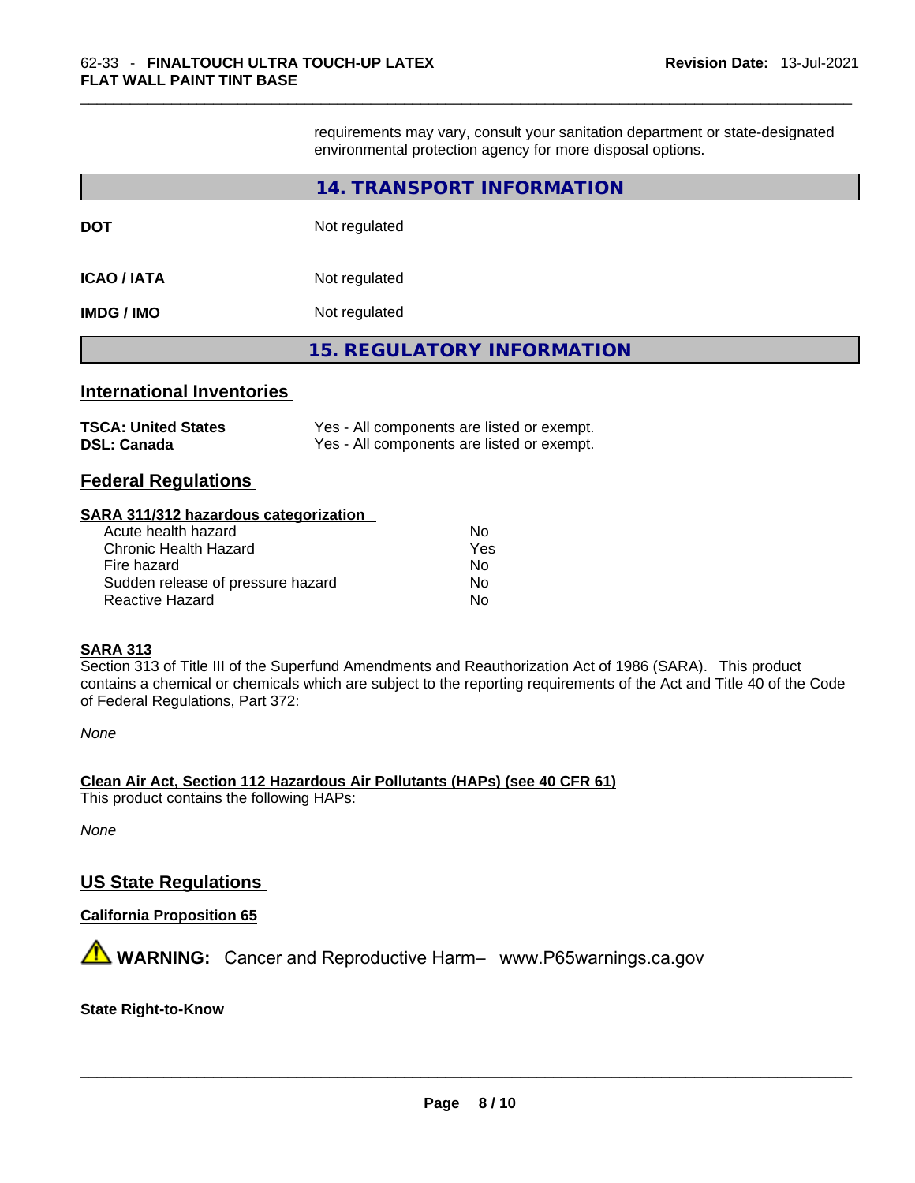requirements may vary, consult your sanitation department or state-designated environmental protection agency for more disposal options.

## 14. TRANSPORT INFORMATION

| | |
|---|---|
| **DOT** | Not regulated |
| **ICAO / IATA** | Not regulated |
| **IMDG / IMO** | Not regulated |

## 15. REGULATORY INFORMATION

### International Inventories

| | |
|---|---|
| **TSCA: United States** | Yes - All components are listed or exempt. |
| **DSL: Canada** | Yes - All components are listed or exempt. |

### Federal Regulations

**SARA 311/312 hazardous categorization**

| | |
|---|---|
| Acute health hazard | No |
| Chronic Health Hazard | Yes |
| Fire hazard | No |
| Sudden release of pressure hazard | No |
| Reactive Hazard | No |

**SARA 313**

Section 313 of Title III of the Superfund Amendments and Reauthorization Act of 1986 (SARA). This product contains a chemical or chemicals which are subject to the reporting requirements of the Act and Title 40 of the Code of Federal Regulations, Part 372:

*None*

**Clean Air Act, Section 112 Hazardous Air Pollutants (HAPs) (see 40 CFR 61)**

This product contains the following HAPs:

*None*

### US State Regulations

**California Proposition 65**

⚠ **WARNING:** Cancer and Reproductive Harm– www.P65warnings.ca.gov

**State Right-to-Know**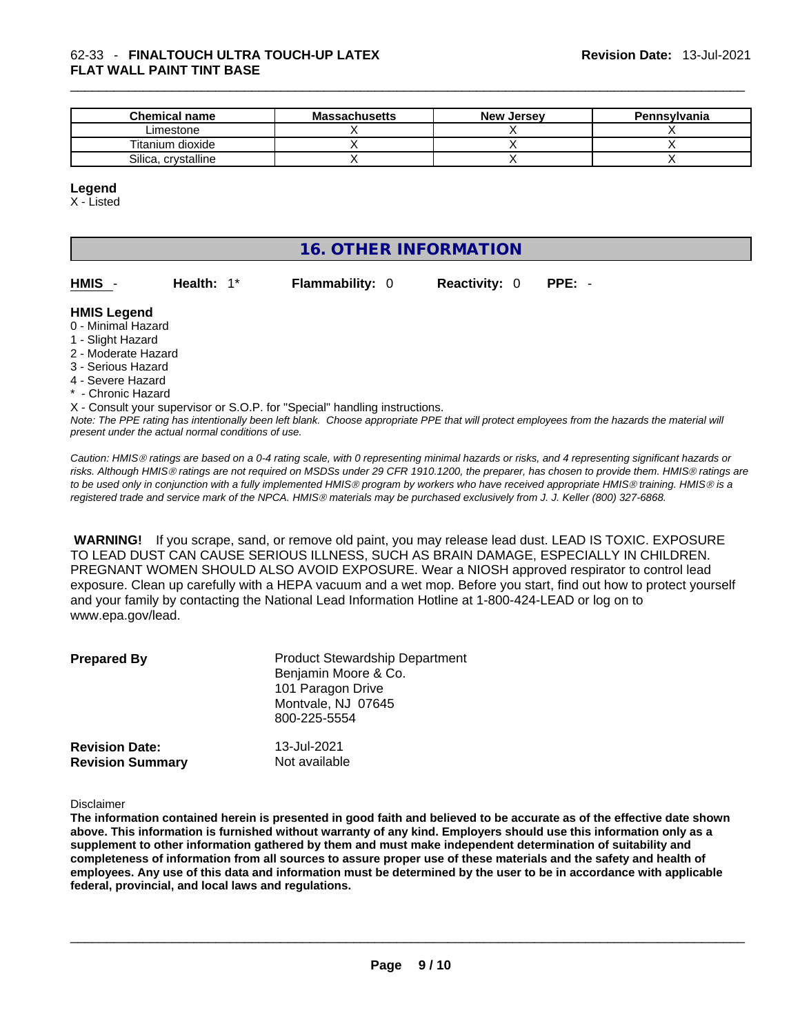| Chemical name | Massachusetts | New Jersey | Pennsylvania |
| --- | --- | --- | --- |
| Limestone | X | X | X |
| Titanium dioxide | X | X | X |
| Silica, crystalline | X | X | X |

**Legend**

X - Listed

## 16. OTHER INFORMATION

**HMIS** - **Health:** 1* **Flammability:** 0 **Reactivity:** 0 **PPE:** -

**HMIS Legend**

0 - Minimal Hazard
1 - Slight Hazard
2 - Moderate Hazard
3 - Serious Hazard
4 - Severe Hazard
* - Chronic Hazard
X - Consult your supervisor or S.O.P. for "Special" handling instructions.

*Note: The PPE rating has intentionally been left blank. Choose appropriate PPE that will protect employees from the hazards the material will present under the actual normal conditions of use.*

*Caution: HMIS® ratings are based on a 0-4 rating scale, with 0 representing minimal hazards or risks, and 4 representing significant hazards or risks. Although HMIS® ratings are not required on MSDSs under 29 CFR 1910.1200, the preparer, has chosen to provide them. HMIS® ratings are to be used only in conjunction with a fully implemented HMIS® program by workers who have received appropriate HMIS® training. HMIS® is a registered trade and service mark of the NPCA. HMIS® materials may be purchased exclusively from J. J. Keller (800) 327-6868.*

**WARNING!** If you scrape, sand, or remove old paint, you may release lead dust. LEAD IS TOXIC. EXPOSURE TO LEAD DUST CAN CAUSE SERIOUS ILLNESS, SUCH AS BRAIN DAMAGE, ESPECIALLY IN CHILDREN. PREGNANT WOMEN SHOULD ALSO AVOID EXPOSURE. Wear a NIOSH approved respirator to control lead exposure. Clean up carefully with a HEPA vacuum and a wet mop. Before you start, find out how to protect yourself and your family by contacting the National Lead Information Hotline at 1-800-424-LEAD or log on to www.epa.gov/lead.

**Prepared By**
Product Stewardship Department
Benjamin Moore & Co.
101 Paragon Drive
Montvale, NJ 07645
800-225-5554

**Revision Date:** 13-Jul-2021
**Revision Summary** Not available

Disclaimer

**The information contained herein is presented in good faith and believed to be accurate as of the effective date shown above. This information is furnished without warranty of any kind. Employers should use this information only as a supplement to other information gathered by them and must make independent determination of suitability and completeness of information from all sources to assure proper use of these materials and the safety and health of employees. Any use of this data and information must be determined by the user to be in accordance with applicable federal, provincial, and local laws and regulations.**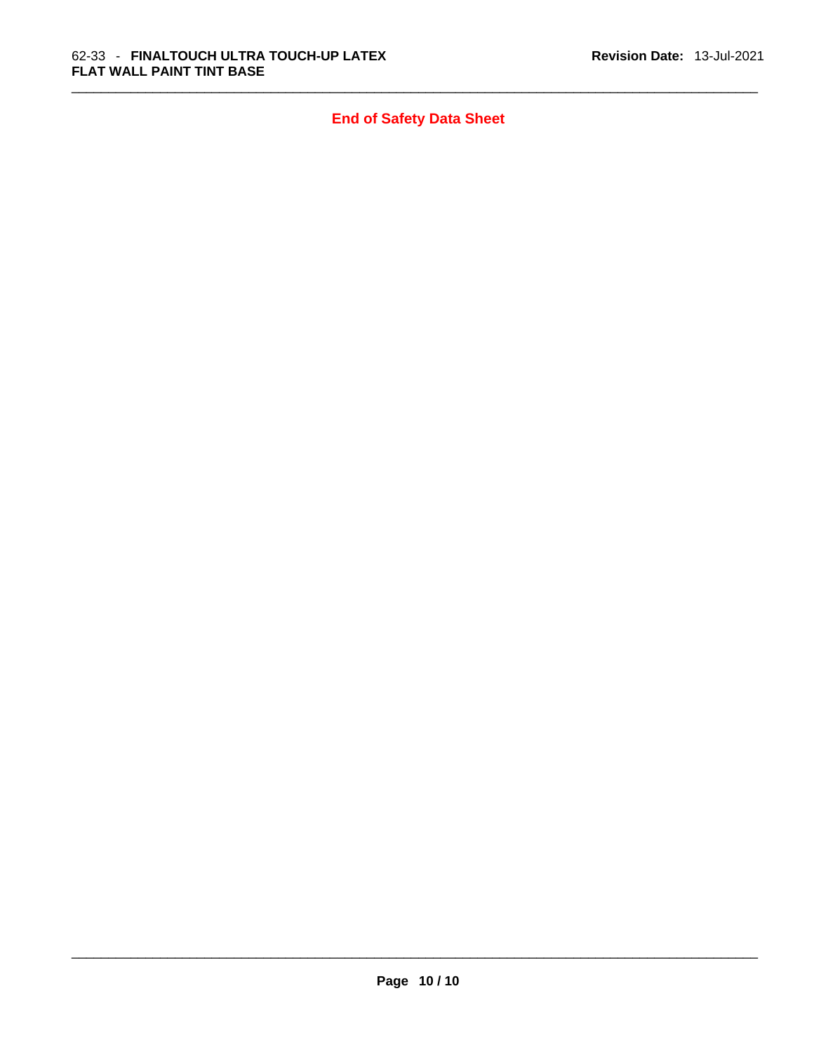**End of Safety Data Sheet**